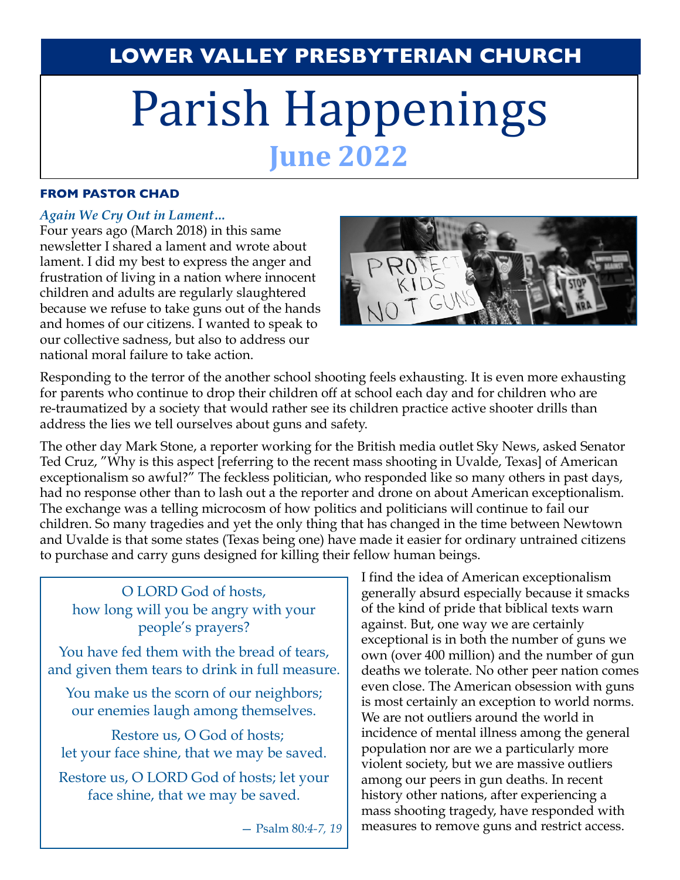# LOWER VALLEY PRESBYTERIAN CHURCH

# Parish Happenings

## June 2022

### FROM PASTOR CHAD

***Again We Cry Out in Lament…***

Four years ago (March 2018) in this same newsletter I shared a lament and wrote about lament. I did my best to express the anger and frustration of living in a nation where innocent children and adults are regularly slaughtered because we refuse to take guns out of the hands and homes of our citizens. I wanted to speak to our collective sadness, but also to address our national moral failure to take action.

Responding to the terror of the another school shooting feels exhausting. It is even more exhausting for parents who continue to drop their children off at school each day and for children who are re-traumatized by a society that would rather see its children practice active shooter drills than address the lies we tell ourselves about guns and safety.

The other day Mark Stone, a reporter working for the British media outlet Sky News, asked Senator Ted Cruz, "Why is this aspect [referring to the recent mass shooting in Uvalde, Texas] of American exceptionalism so awful?" The feckless politician, who responded like so many others in past days, had no response other than to lash out a the reporter and drone on about American exceptionalism. The exchange was a telling microcosm of how politics and politicians will continue to fail our children. So many tragedies and yet the only thing that has changed in the time between Newtown and Uvalde is that some states (Texas being one) have made it easier for ordinary untrained citizens to purchase and carry guns designed for killing their fellow human beings.

> O LORD God of hosts,
> how long will you be angry with your people's prayers?
>
> You have fed them with the bread of tears,
> and given them tears to drink in full measure.
>
> You make us the scorn of our neighbors;
> our enemies laugh among themselves.
>
> Restore us, O God of hosts;
> let your face shine, that we may be saved.
>
> Restore us, O LORD God of hosts; let your face shine, that we may be saved.
>
> — Psalm 80:*4-7, 19*

I find the idea of American exceptionalism generally absurd especially because it smacks of the kind of pride that biblical texts warn against. But, one way we are certainly exceptional is in both the number of guns we own (over 400 million) and the number of gun deaths we tolerate. No other peer nation comes even close. The American obsession with guns is most certainly an exception to world norms. We are not outliers around the world in incidence of mental illness among the general population nor are we a particularly more violent society, but we are massive outliers among our peers in gun deaths. In recent history other nations, after experiencing a mass shooting tragedy, have responded with measures to remove guns and restrict access.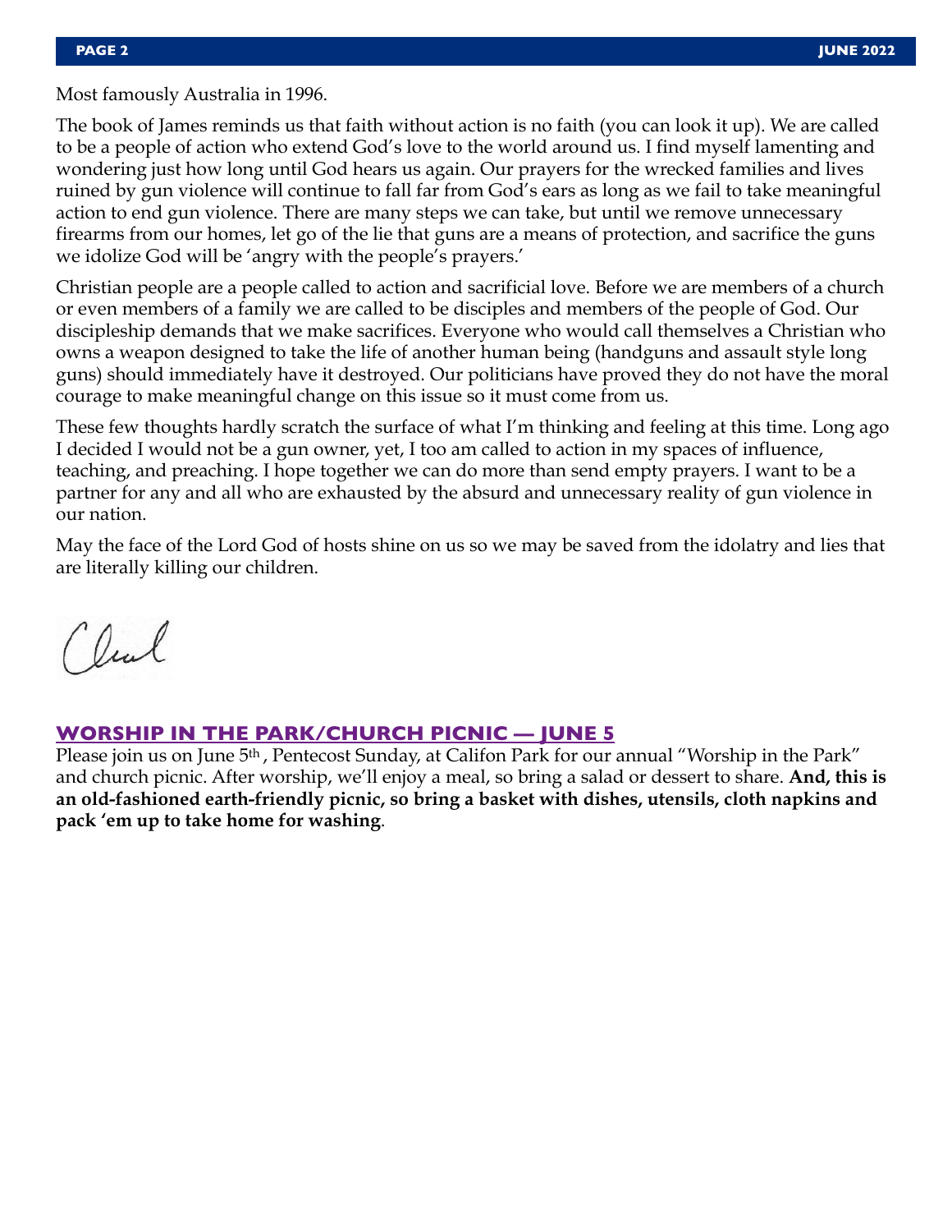Most famously Australia in 1996.

The book of James reminds us that faith without action is no faith (you can look it up). We are called to be a people of action who extend God's love to the world around us. I find myself lamenting and wondering just how long until God hears us again. Our prayers for the wrecked families and lives ruined by gun violence will continue to fall far from God's ears as long as we fail to take meaningful action to end gun violence. There are many steps we can take, but until we remove unnecessary firearms from our homes, let go of the lie that guns are a means of protection, and sacrifice the guns we idolize God will be 'angry with the people's prayers.'

Christian people are a people called to action and sacrificial love. Before we are members of a church or even members of a family we are called to be disciples and members of the people of God. Our discipleship demands that we make sacrifices. Everyone who would call themselves a Christian who owns a weapon designed to take the life of another human being (handguns and assault style long guns) should immediately have it destroyed. Our politicians have proved they do not have the moral courage to make meaningful change on this issue so it must come from us.

These few thoughts hardly scratch the surface of what I'm thinking and feeling at this time. Long ago I decided I would not be a gun owner, yet, I too am called to action in my spaces of influence, teaching, and preaching. I hope together we can do more than send empty prayers. I want to be a partner for any and all who are exhausted by the absurd and unnecessary reality of gun violence in our nation.

May the face of the Lord God of hosts shine on us so we may be saved from the idolatry and lies that are literally killing our children.

Chad

## WORSHIP IN THE PARK/CHURCH PICNIC — JUNE 5

Please join us on June 5th, Pentecost Sunday, at Califon Park for our annual "Worship in the Park" and church picnic. After worship, we'll enjoy a meal, so bring a salad or dessert to share. **And, this is an old-fashioned earth-friendly picnic, so bring a basket with dishes, utensils, cloth napkins and pack 'em up to take home for washing**.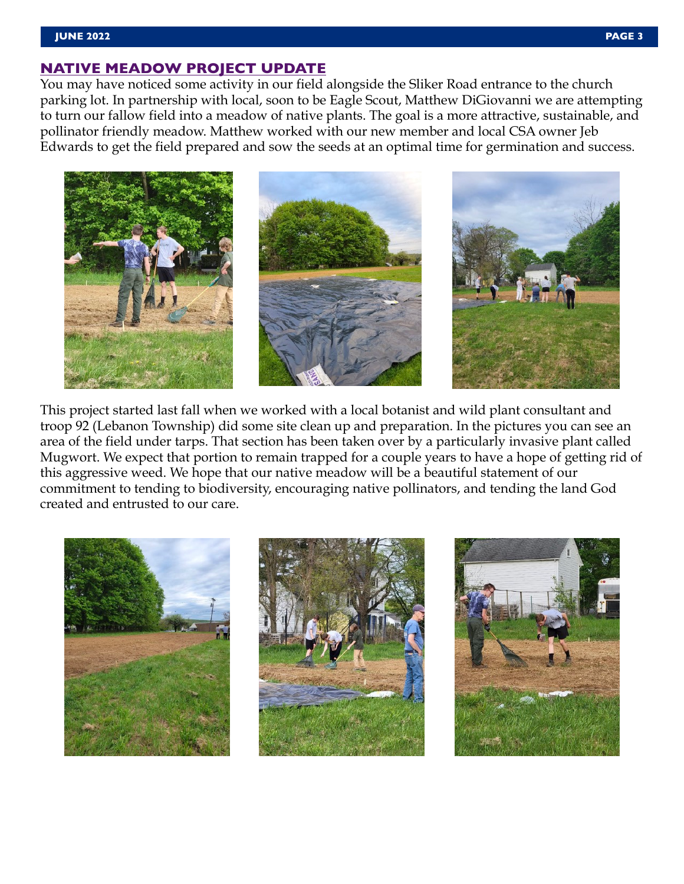## NATIVE MEADOW PROJECT UPDATE

You may have noticed some activity in our field alongside the Sliker Road entrance to the church parking lot. In partnership with local, soon to be Eagle Scout, Matthew DiGiovanni we are attempting to turn our fallow field into a meadow of native plants. The goal is a more attractive, sustainable, and pollinator friendly meadow. Matthew worked with our new member and local CSA owner Jeb Edwards to get the field prepared and sow the seeds at an optimal time for germination and success.

This project started last fall when we worked with a local botanist and wild plant consultant and troop 92 (Lebanon Township) did some site clean up and preparation. In the pictures you can see an area of the field under tarps. That section has been taken over by a particularly invasive plant called Mugwort. We expect that portion to remain trapped for a couple years to have a hope of getting rid of this aggressive weed. We hope that our native meadow will be a beautiful statement of our commitment to tending to biodiversity, encouraging native pollinators, and tending the land God created and entrusted to our care.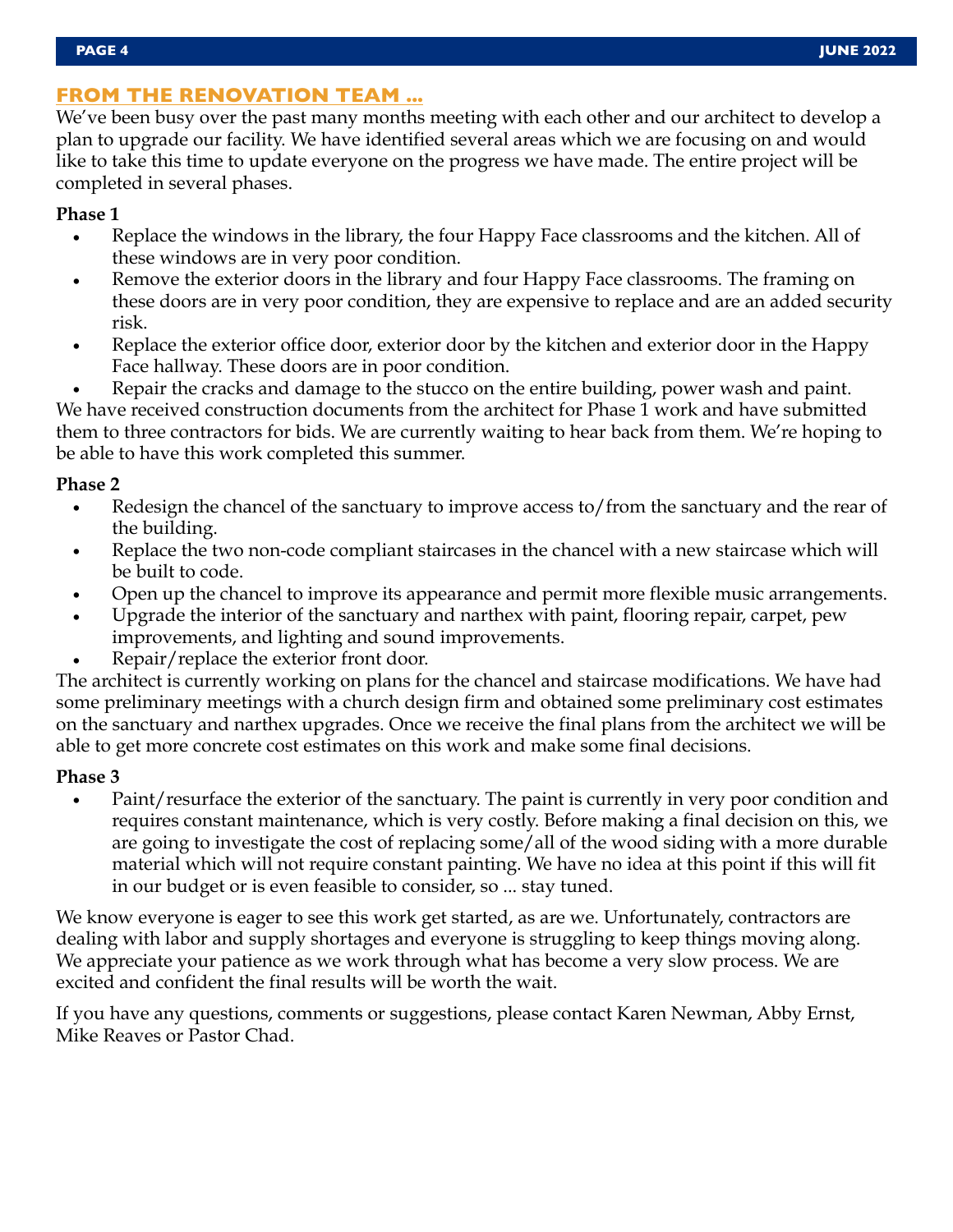## FROM THE RENOVATION TEAM …

We've been busy over the past many months meeting with each other and our architect to develop a plan to upgrade our facility. We have identified several areas which we are focusing on and would like to take this time to update everyone on the progress we have made. The entire project will be completed in several phases.

**Phase 1**

- Replace the windows in the library, the four Happy Face classrooms and the kitchen. All of these windows are in very poor condition.
- Remove the exterior doors in the library and four Happy Face classrooms. The framing on these doors are in very poor condition, they are expensive to replace and are an added security risk.
- Replace the exterior office door, exterior door by the kitchen and exterior door in the Happy Face hallway. These doors are in poor condition.
- Repair the cracks and damage to the stucco on the entire building, power wash and paint.

We have received construction documents from the architect for Phase 1 work and have submitted them to three contractors for bids. We are currently waiting to hear back from them. We're hoping to be able to have this work completed this summer.

**Phase 2**

- Redesign the chancel of the sanctuary to improve access to/from the sanctuary and the rear of the building.
- Replace the two non-code compliant staircases in the chancel with a new staircase which will be built to code.
- Open up the chancel to improve its appearance and permit more flexible music arrangements.
- Upgrade the interior of the sanctuary and narthex with paint, flooring repair, carpet, pew improvements, and lighting and sound improvements.
- Repair/replace the exterior front door.

The architect is currently working on plans for the chancel and staircase modifications. We have had some preliminary meetings with a church design firm and obtained some preliminary cost estimates on the sanctuary and narthex upgrades. Once we receive the final plans from the architect we will be able to get more concrete cost estimates on this work and make some final decisions.

**Phase 3**

- Paint/resurface the exterior of the sanctuary. The paint is currently in very poor condition and requires constant maintenance, which is very costly. Before making a final decision on this, we are going to investigate the cost of replacing some/all of the wood siding with a more durable material which will not require constant painting. We have no idea at this point if this will fit in our budget or is even feasible to consider, so ... stay tuned.

We know everyone is eager to see this work get started, as are we. Unfortunately, contractors are dealing with labor and supply shortages and everyone is struggling to keep things moving along. We appreciate your patience as we work through what has become a very slow process. We are excited and confident the final results will be worth the wait.

If you have any questions, comments or suggestions, please contact Karen Newman, Abby Ernst, Mike Reaves or Pastor Chad.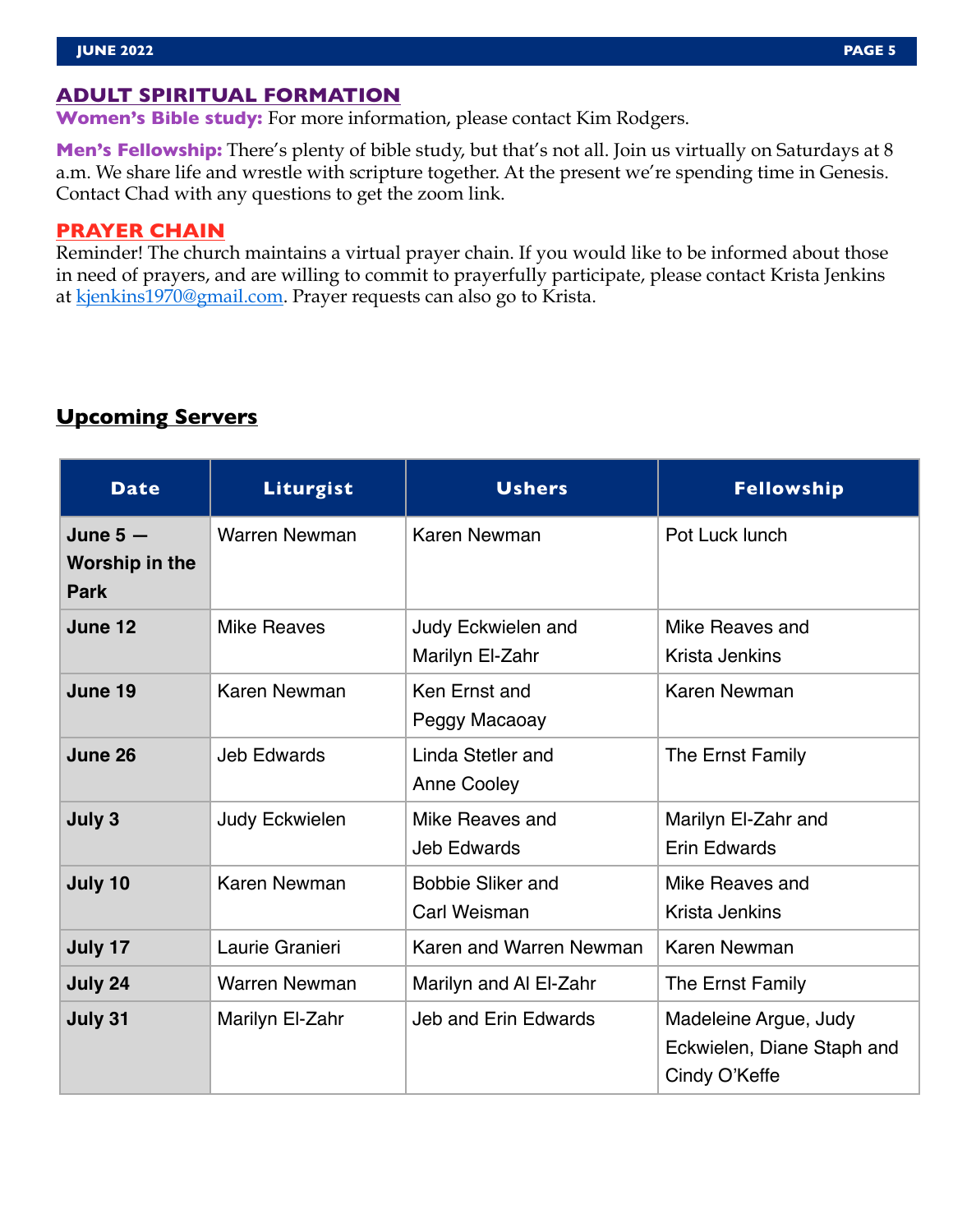## ADULT SPIRITUAL FORMATION

**Women's Bible study:** For more information, please contact Kim Rodgers.

**Men's Fellowship:** There's plenty of bible study, but that's not all. Join us virtually on Saturdays at 8 a.m. We share life and wrestle with scripture together. At the present we're spending time in Genesis. Contact Chad with any questions to get the zoom link.

## PRAYER CHAIN

Reminder! The church maintains a virtual prayer chain. If you would like to be informed about those in need of prayers, and are willing to commit to prayerfully participate, please contact Krista Jenkins at kjenkins1970@gmail.com. Prayer requests can also go to Krista.

## Upcoming Servers

| Date | Liturgist | Ushers | Fellowship |
|---|---|---|---|
| **June 5 — Worship in the Park** | Warren Newman | Karen Newman | Pot Luck lunch |
| **June 12** | Mike Reaves | Judy Eckwielen and Marilyn El-Zahr | Mike Reaves and Krista Jenkins |
| **June 19** | Karen Newman | Ken Ernst and Peggy Macaoay | Karen Newman |
| **June 26** | Jeb Edwards | Linda Stetler and Anne Cooley | The Ernst Family |
| **July 3** | Judy Eckwielen | Mike Reaves and Jeb Edwards | Marilyn El-Zahr and Erin Edwards |
| **July 10** | Karen Newman | Bobbie Sliker and Carl Weisman | Mike Reaves and Krista Jenkins |
| **July 17** | Laurie Granieri | Karen and Warren Newman | Karen Newman |
| **July 24** | Warren Newman | Marilyn and Al El-Zahr | The Ernst Family |
| **July 31** | Marilyn El-Zahr | Jeb and Erin Edwards | Madeleine Argue, Judy Eckwielen, Diane Staph and Cindy O'Keffe |